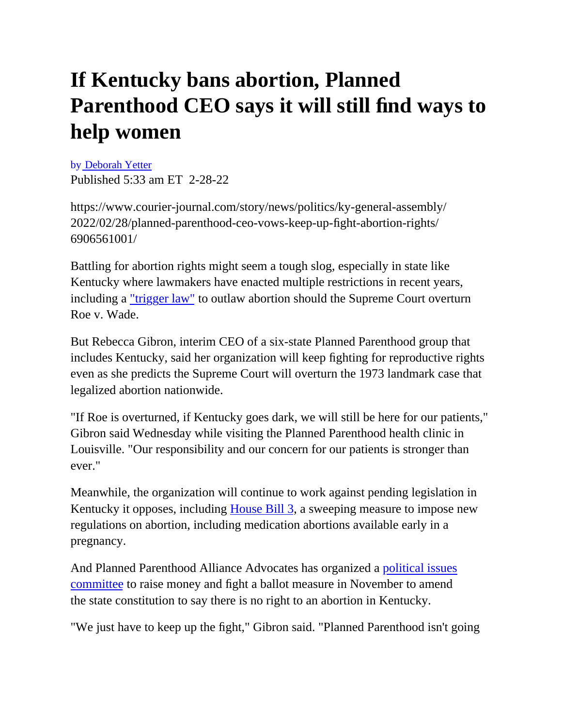# If Kentucky bans abortion, Planned Parenthood CEO says it will still find ways to help women

by [Deborah Yetter]()
Published 5:33 am ET 2-28-22

https://www.courier-journal.com/story/news/politics/ky-general-assembly/2022/02/28/planned-parenthood-ceo-vows-keep-up-fight-abortion-rights/6906561001/

Battling for abortion rights might seem a tough slog, especially in state like Kentucky where lawmakers have enacted multiple restrictions in recent years, including a ["trigger law"]() to outlaw abortion should the Supreme Court overturn Roe v. Wade.

But Rebecca Gibron, interim CEO of a six-state Planned Parenthood group that includes Kentucky, said her organization will keep fighting for reproductive rights even as she predicts the Supreme Court will overturn the 1973 landmark case that legalized abortion nationwide.

"If Roe is overturned, if Kentucky goes dark, we will still be here for our patients," Gibron said Wednesday while visiting the Planned Parenthood health clinic in Louisville. "Our responsibility and our concern for our patients is stronger than ever."

Meanwhile, the organization will continue to work against pending legislation in Kentucky it opposes, including [House Bill 3](), a sweeping measure to impose new regulations on abortion, including medication abortions available early in a pregnancy.

And Planned Parenthood Alliance Advocates has organized a [political issues committee]() to raise money and fight a ballot measure in November to amend the state constitution to say there is no right to an abortion in Kentucky.

"We just have to keep up the fight," Gibron said. "Planned Parenthood isn't going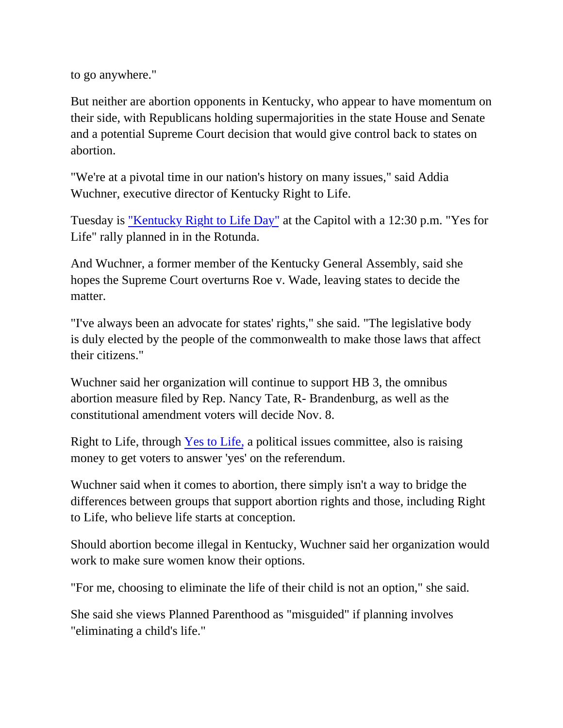to go anywhere."

But neither are abortion opponents in Kentucky, who appear to have momentum on their side, with Republicans holding supermajorities in the state House and Senate and a potential Supreme Court decision that would give control back to states on abortion.

"We're at a pivotal time in our nation's history on many issues," said Addia Wuchner, executive director of Kentucky Right to Life.

Tuesday is "Kentucky Right to Life Day" at the Capitol with a 12:30 p.m. "Yes for Life" rally planned in in the Rotunda.

And Wuchner, a former member of the Kentucky General Assembly, said she hopes the Supreme Court overturns Roe v. Wade, leaving states to decide the matter.

"I've always been an advocate for states' rights," she said. "The legislative body is duly elected by the people of the commonwealth to make those laws that affect their citizens."

Wuchner said her organization will continue to support HB 3, the omnibus abortion measure filed by Rep. Nancy Tate, R- Brandenburg, as well as the constitutional amendment voters will decide Nov. 8.

Right to Life, through Yes to Life, a political issues committee, also is raising money to get voters to answer 'yes' on the referendum.

Wuchner said when it comes to abortion, there simply isn't a way to bridge the differences between groups that support abortion rights and those, including Right to Life, who believe life starts at conception.

Should abortion become illegal in Kentucky, Wuchner said her organization would work to make sure women know their options.

"For me, choosing to eliminate the life of their child is not an option," she said.

She said she views Planned Parenthood as "misguided" if planning involves "eliminating a child's life."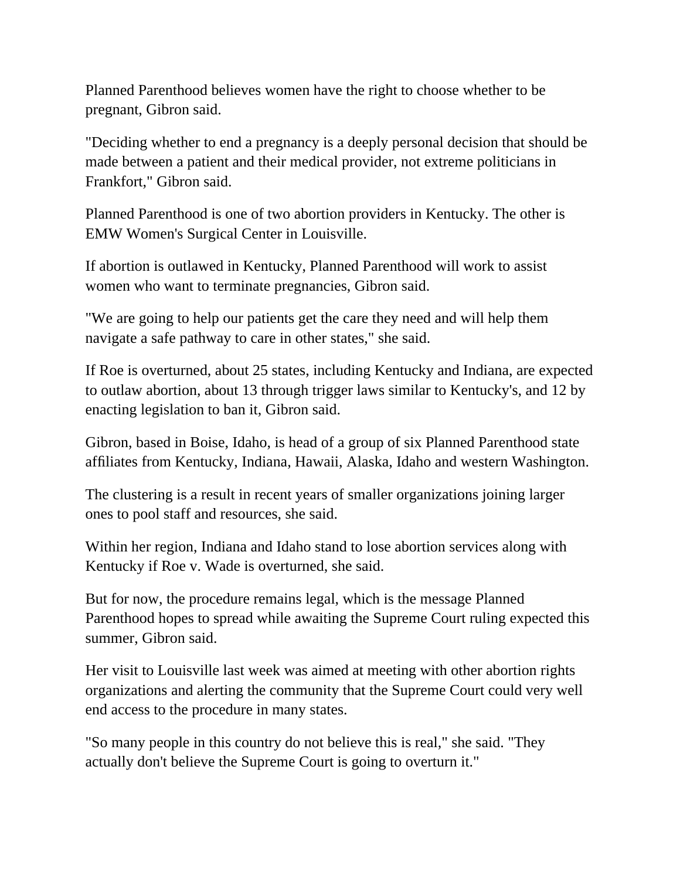Planned Parenthood believes women have the right to choose whether to be pregnant, Gibron said.

"Deciding whether to end a pregnancy is a deeply personal decision that should be made between a patient and their medical provider, not extreme politicians in Frankfort," Gibron said.

Planned Parenthood is one of two abortion providers in Kentucky. The other is EMW Women's Surgical Center in Louisville.

If abortion is outlawed in Kentucky, Planned Parenthood will work to assist women who want to terminate pregnancies, Gibron said.

"We are going to help our patients get the care they need and will help them navigate a safe pathway to care in other states," she said.

If Roe is overturned, about 25 states, including Kentucky and Indiana, are expected to outlaw abortion, about 13 through trigger laws similar to Kentucky's, and 12 by enacting legislation to ban it, Gibron said.

Gibron, based in Boise, Idaho, is head of a group of six Planned Parenthood state affiliates from Kentucky, Indiana, Hawaii, Alaska, Idaho and western Washington.

The clustering is a result in recent years of smaller organizations joining larger ones to pool staff and resources, she said.

Within her region, Indiana and Idaho stand to lose abortion services along with Kentucky if Roe v. Wade is overturned, she said.

But for now, the procedure remains legal, which is the message Planned Parenthood hopes to spread while awaiting the Supreme Court ruling expected this summer, Gibron said.

Her visit to Louisville last week was aimed at meeting with other abortion rights organizations and alerting the community that the Supreme Court could very well end access to the procedure in many states.

"So many people in this country do not believe this is real," she said. "They actually don't believe the Supreme Court is going to overturn it."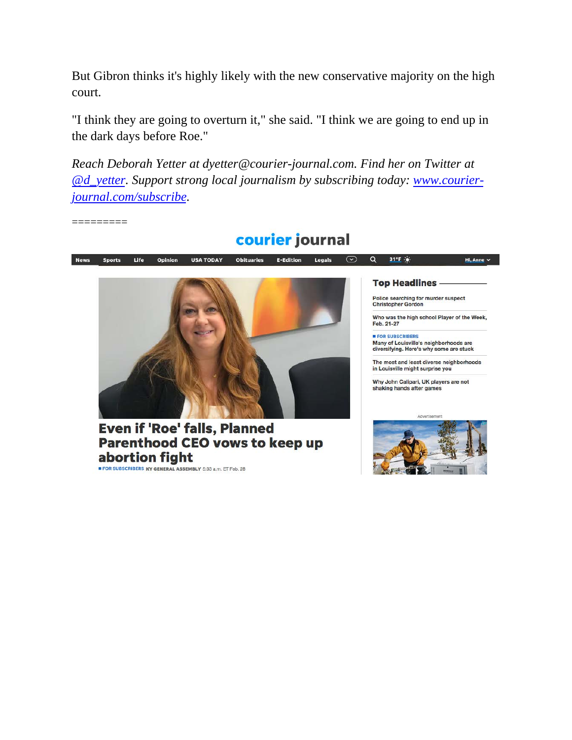But Gibron thinks it's highly likely with the new conservative majority on the high court.

"I think they are going to overturn it," she said. "I think we are going to end up in the dark days before Roe."

*Reach Deborah Yetter at dyetter@courier-journal.com. Find her on Twitter at [@d_yetter](https://twitter.com/d_yetter). Support strong local journalism by subscribing today: [www.courier-journal.com/subscribe](http://www.courier-journal.com/subscribe).*

=========

courier journal

News | Sports | Life | Opinion | USA TODAY | Obituaries | E-Edition | Legals | 31°F | Hi, Anne

## Even if 'Roe' falls, Planned Parenthood CEO vows to keep up abortion fight

FOR SUBSCRIBERS KY GENERAL ASSEMBLY 5:33 a.m. ET Feb. 28

### Top Headlines

- Police searching for murder suspect Christopher Gordon
- Who was the high school Player of the Week, Feb. 21-27
- FOR SUBSCRIBERS Many of Louisville's neighborhoods are diversifying. Here's why some are stuck
- The most and least diverse neighborhoods in Louisville might surprise you
- Why John Calipari, UK players are not shaking hands after games

Advertisement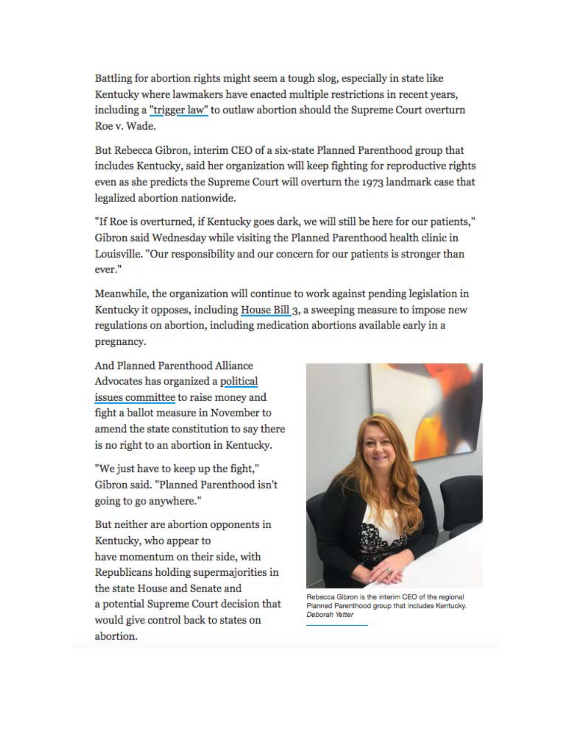Battling for abortion rights might seem a tough slog, especially in state like Kentucky where lawmakers have enacted multiple restrictions in recent years, including a "trigger law" to outlaw abortion should the Supreme Court overturn Roe v. Wade.

But Rebecca Gibron, interim CEO of a six-state Planned Parenthood group that includes Kentucky, said her organization will keep fighting for reproductive rights even as she predicts the Supreme Court will overturn the 1973 landmark case that legalized abortion nationwide.

"If Roe is overturned, if Kentucky goes dark, we will still be here for our patients," Gibron said Wednesday while visiting the Planned Parenthood health clinic in Louisville. "Our responsibility and our concern for our patients is stronger than ever."

Meanwhile, the organization will continue to work against pending legislation in Kentucky it opposes, including House Bill 3, a sweeping measure to impose new regulations on abortion, including medication abortions available early in a pregnancy.

And Planned Parenthood Alliance Advocates has organized a political issues committee to raise money and fight a ballot measure in November to amend the state constitution to say there is no right to an abortion in Kentucky.

"We just have to keep up the fight," Gibron said. "Planned Parenthood isn't going to go anywhere."

But neither are abortion opponents in Kentucky, who appear to have momentum on their side, with Republicans holding supermajorities in the state House and Senate and a potential Supreme Court decision that would give control back to states on abortion.

Rebecca Gibron is the interim CEO of the regional Planned Parenthood group that includes Kentucky. *Deborah Yetter*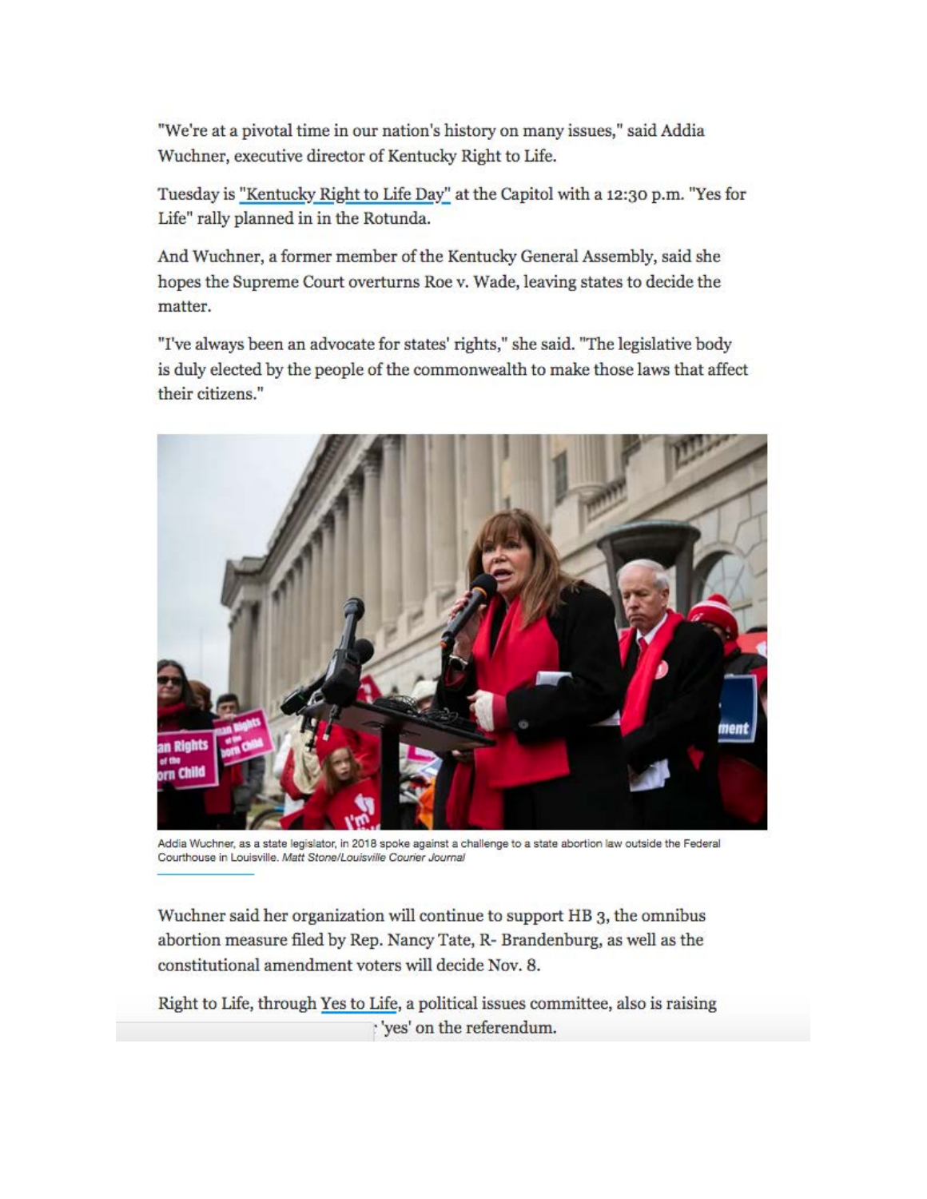"We're at a pivotal time in our nation's history on many issues," said Addia Wuchner, executive director of Kentucky Right to Life.

Tuesday is "Kentucky Right to Life Day" at the Capitol with a 12:30 p.m. "Yes for Life" rally planned in in the Rotunda.

And Wuchner, a former member of the Kentucky General Assembly, said she hopes the Supreme Court overturns Roe v. Wade, leaving states to decide the matter.

"I've always been an advocate for states' rights," she said. "The legislative body is duly elected by the people of the commonwealth to make those laws that affect their citizens."

Addia Wuchner, as a state legislator, in 2018 spoke against a challenge to a state abortion law outside the Federal Courthouse in Louisville. *Matt Stone/Louisville Courier Journal*

Wuchner said her organization will continue to support HB 3, the omnibus abortion measure filed by Rep. Nancy Tate, R- Brandenburg, as well as the constitutional amendment voters will decide Nov. 8.

Right to Life, through Yes to Life, a political issues committee, also is raising 'yes' on the referendum.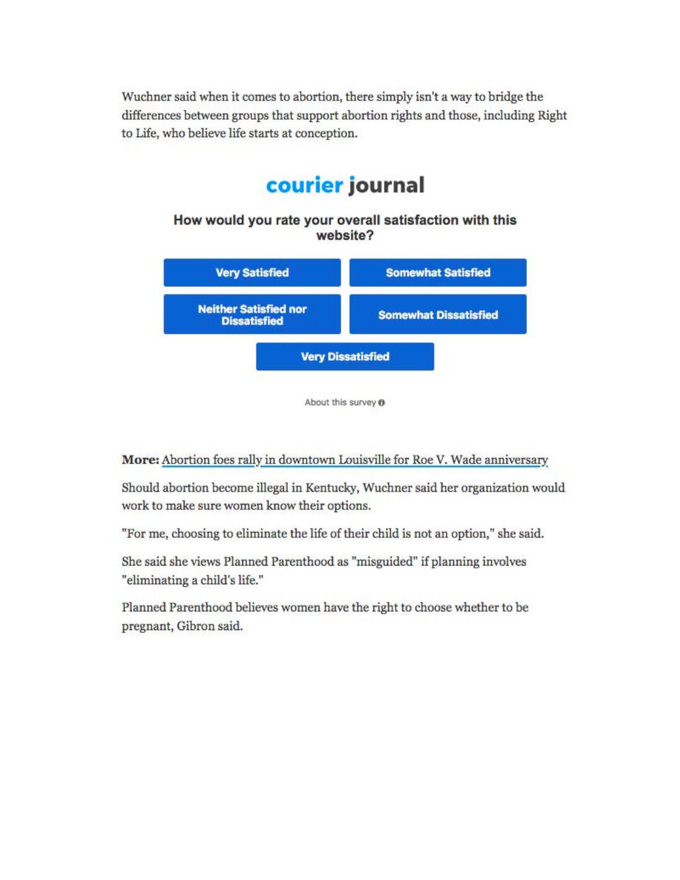Wuchner said when it comes to abortion, there simply isn't a way to bridge the differences between groups that support abortion rights and those, including Right to Life, who believe life starts at conception.

**courier journal**

**How would you rate your overall satisfaction with this website?**

- Very Satisfied
- Somewhat Satisfied
- Neither Satisfied nor Dissatisfied
- Somewhat Dissatisfied
- Very Dissatisfied

About this survey

**More:** [Abortion foes rally in downtown Louisville for Roe V. Wade anniversary]

Should abortion become illegal in Kentucky, Wuchner said her organization would work to make sure women know their options.

"For me, choosing to eliminate the life of their child is not an option," she said.

She said she views Planned Parenthood as "misguided" if planning involves "eliminating a child's life."

Planned Parenthood believes women have the right to choose whether to be pregnant, Gibron said.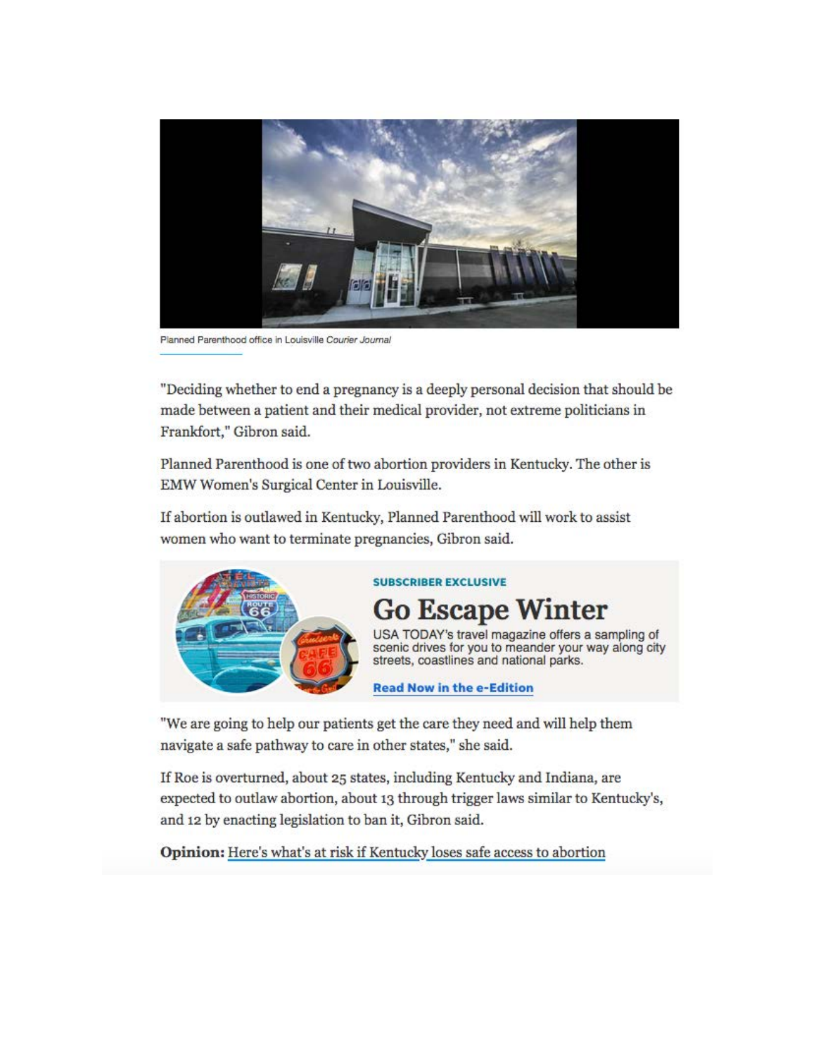Planned Parenthood office in Louisville *Courier Journal*

"Deciding whether to end a pregnancy is a deeply personal decision that should be made between a patient and their medical provider, not extreme politicians in Frankfort," Gibron said.

Planned Parenthood is one of two abortion providers in Kentucky. The other is EMW Women's Surgical Center in Louisville.

If abortion is outlawed in Kentucky, Planned Parenthood will work to assist women who want to terminate pregnancies, Gibron said.

**SUBSCRIBER EXCLUSIVE**

## Go Escape Winter

USA TODAY's travel magazine offers a sampling of scenic drives for you to meander your way along city streets, coastlines and national parks.

**Read Now in the e-Edition**

"We are going to help our patients get the care they need and will help them navigate a safe pathway to care in other states," she said.

If Roe is overturned, about 25 states, including Kentucky and Indiana, are expected to outlaw abortion, about 13 through trigger laws similar to Kentucky's, and 12 by enacting legislation to ban it, Gibron said.

**Opinion:** Here's what's at risk if Kentucky loses safe access to abortion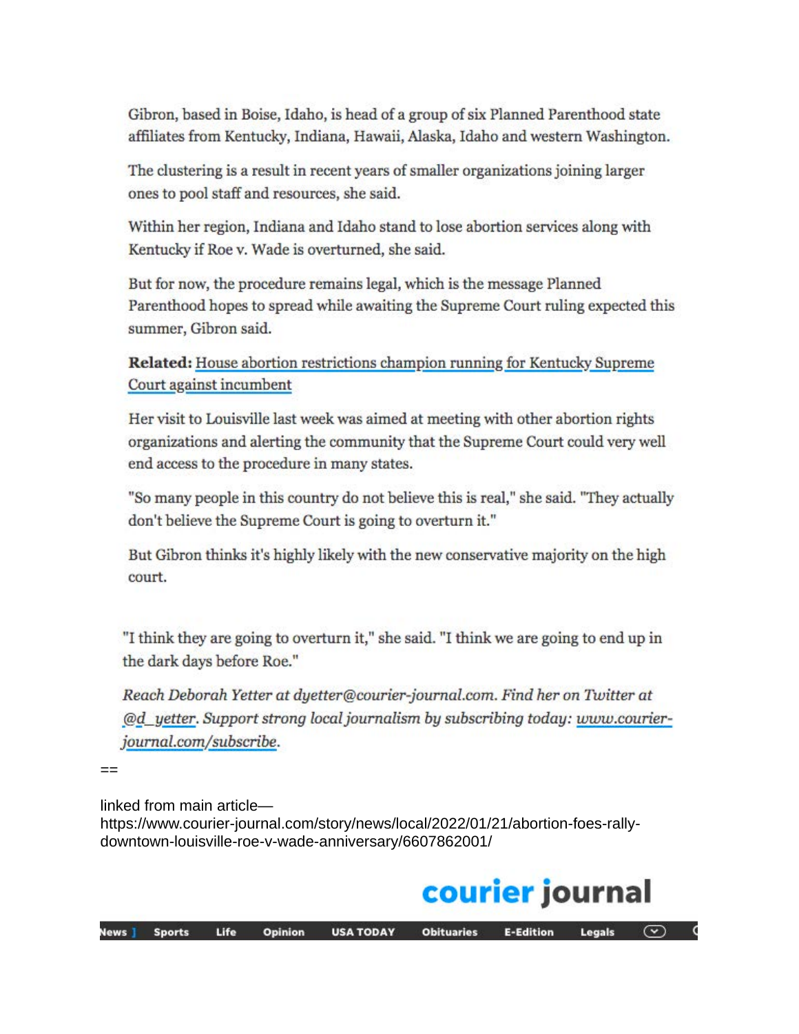Gibron, based in Boise, Idaho, is head of a group of six Planned Parenthood state affiliates from Kentucky, Indiana, Hawaii, Alaska, Idaho and western Washington.

The clustering is a result in recent years of smaller organizations joining larger ones to pool staff and resources, she said.

Within her region, Indiana and Idaho stand to lose abortion services along with Kentucky if Roe v. Wade is overturned, she said.

But for now, the procedure remains legal, which is the message Planned Parenthood hopes to spread while awaiting the Supreme Court ruling expected this summer, Gibron said.

**Related:** House abortion restrictions champion running for Kentucky Supreme Court against incumbent

Her visit to Louisville last week was aimed at meeting with other abortion rights organizations and alerting the community that the Supreme Court could very well end access to the procedure in many states.

"So many people in this country do not believe this is real," she said. "They actually don't believe the Supreme Court is going to overturn it."

But Gibron thinks it's highly likely with the new conservative majority on the high court.

"I think they are going to overturn it," she said. "I think we are going to end up in the dark days before Roe."

*Reach Deborah Yetter at dyetter@courier-journal.com. Find her on Twitter at @d_yetter. Support strong local journalism by subscribing today: www.courier-journal.com/subscribe.*

==

linked from main article—
https://www.courier-journal.com/story/news/local/2022/01/21/abortion-foes-rally-downtown-louisville-roe-v-wade-anniversary/6607862001/

**courier journal**

News | Sports | Life | Opinion | USA TODAY | Obituaries | E-Edition | Legals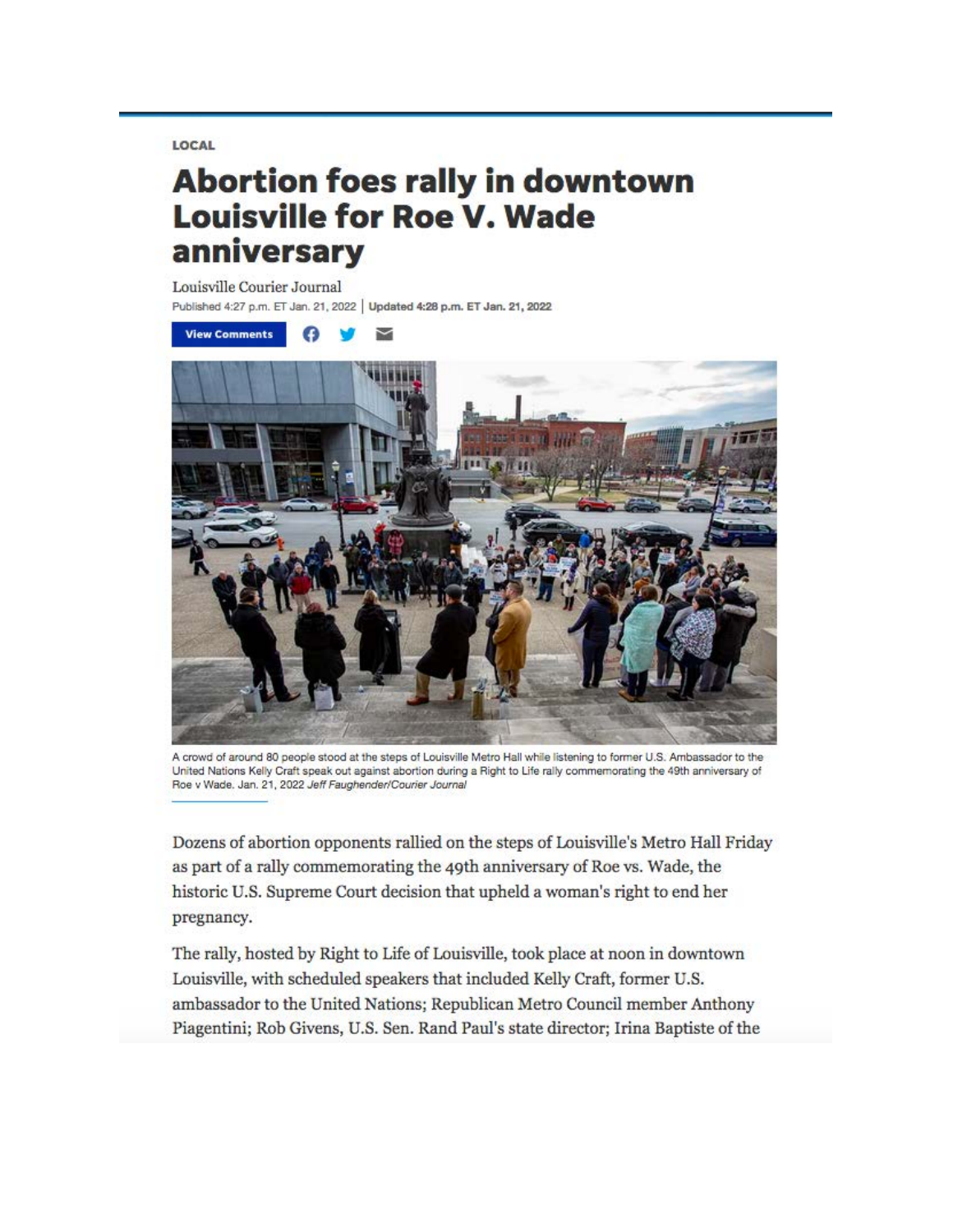LOCAL

# Abortion foes rally in downtown Louisville for Roe V. Wade anniversary

Louisville Courier Journal

Published 4:27 p.m. ET Jan. 21, 2022 | Updated 4:28 p.m. ET Jan. 21, 2022

View Comments

A crowd of around 80 people stood at the steps of Louisville Metro Hall while listening to former U.S. Ambassador to the United Nations Kelly Craft speak out against abortion during a Right to Life rally commemorating the 49th anniversary of Roe v Wade. Jan. 21, 2022 *Jeff Faughender/Courier Journal*

Dozens of abortion opponents rallied on the steps of Louisville's Metro Hall Friday as part of a rally commemorating the 49th anniversary of Roe vs. Wade, the historic U.S. Supreme Court decision that upheld a woman's right to end her pregnancy.

The rally, hosted by Right to Life of Louisville, took place at noon in downtown Louisville, with scheduled speakers that included Kelly Craft, former U.S. ambassador to the United Nations; Republican Metro Council member Anthony Piagentini; Rob Givens, U.S. Sen. Rand Paul's state director; Irina Baptiste of the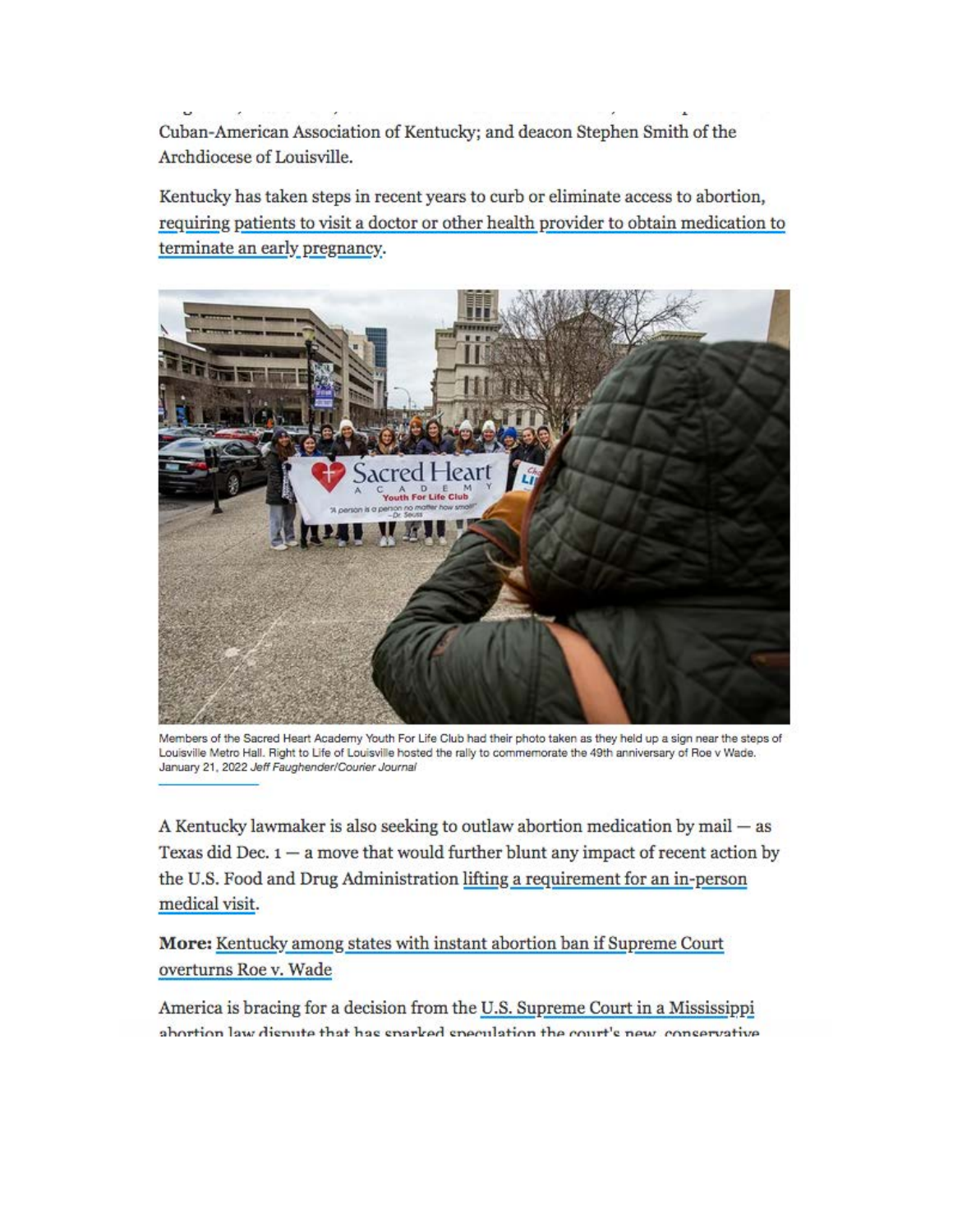Cuban-American Association of Kentucky; and deacon Stephen Smith of the Archdiocese of Louisville.

Kentucky has taken steps in recent years to curb or eliminate access to abortion, requiring patients to visit a doctor or other health provider to obtain medication to terminate an early pregnancy.

Members of the Sacred Heart Academy Youth For Life Club had their photo taken as they held up a sign near the steps of Louisville Metro Hall. Right to Life of Louisville hosted the rally to commemorate the 49th anniversary of Roe v Wade. January 21, 2022 *Jeff Faughender/Courier Journal*

A Kentucky lawmaker is also seeking to outlaw abortion medication by mail — as Texas did Dec. 1 — a move that would further blunt any impact of recent action by the U.S. Food and Drug Administration lifting a requirement for an in-person medical visit.

**More:** Kentucky among states with instant abortion ban if Supreme Court overturns Roe v. Wade

America is bracing for a decision from the U.S. Supreme Court in a Mississippi abortion law dispute that has sparked speculation the court's new, conservative